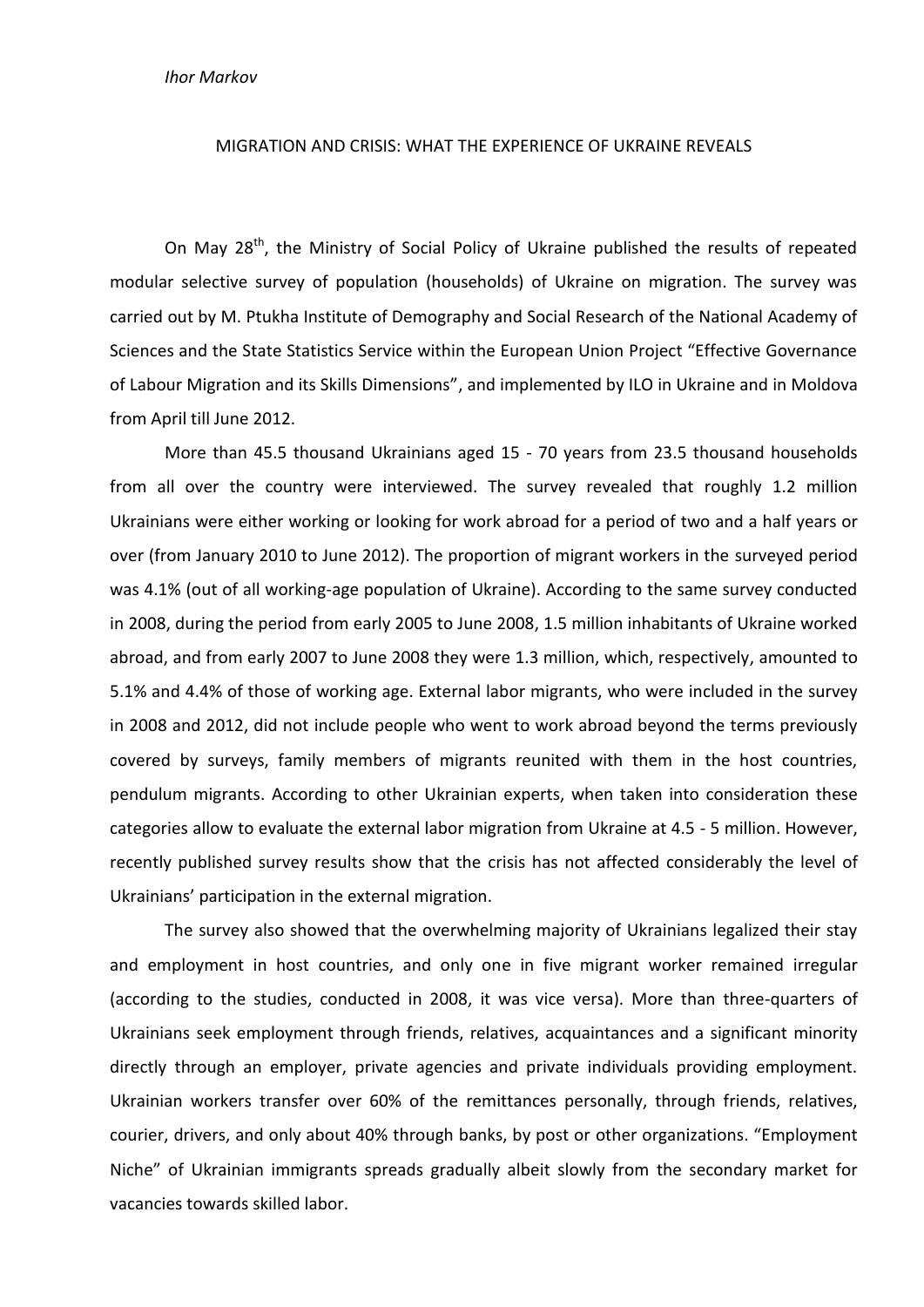*Ihor Markov*

# MIGRATION AND CRISIS: WHAT THE EXPERIENCE OF UKRAINE REVEALS

On May 28th, the Ministry of Social Policy of Ukraine published the results of repeated modular selective survey of population (households) of Ukraine on migration. The survey was carried out by M. Ptukha Institute of Demography and Social Research of the National Academy of Sciences and the State Statistics Service within the European Union Project "Effective Governance of Labour Migration and its Skills Dimensions", and implemented by ILO in Ukraine and in Moldova from April till June 2012.

More than 45.5 thousand Ukrainians aged 15 - 70 years from 23.5 thousand households from all over the country were interviewed. The survey revealed that roughly 1.2 million Ukrainians were either working or looking for work abroad for a period of two and a half years or over (from January 2010 to June 2012). The proportion of migrant workers in the surveyed period was 4.1% (out of all working-age population of Ukraine). According to the same survey conducted in 2008, during the period from early 2005 to June 2008, 1.5 million inhabitants of Ukraine worked abroad, and from early 2007 to June 2008 they were 1.3 million, which, respectively, amounted to 5.1% and 4.4% of those of working age. External labor migrants, who were included in the survey in 2008 and 2012, did not include people who went to work abroad beyond the terms previously covered by surveys, family members of migrants reunited with them in the host countries, pendulum migrants. According to other Ukrainian experts, when taken into consideration these categories allow to evaluate the external labor migration from Ukraine at 4.5 - 5 million. However, recently published survey results show that the crisis has not affected considerably the level of Ukrainians' participation in the external migration.

The survey also showed that the overwhelming majority of Ukrainians legalized their stay and employment in host countries, and only one in five migrant worker remained irregular (according to the studies, conducted in 2008, it was vice versa). More than three-quarters of Ukrainians seek employment through friends, relatives, acquaintances and a significant minority directly through an employer, private agencies and private individuals providing employment. Ukrainian workers transfer over 60% of the remittances personally, through friends, relatives, courier, drivers, and only about 40% through banks, by post or other organizations. "Employment Niche" of Ukrainian immigrants spreads gradually albeit slowly from the secondary market for vacancies towards skilled labor.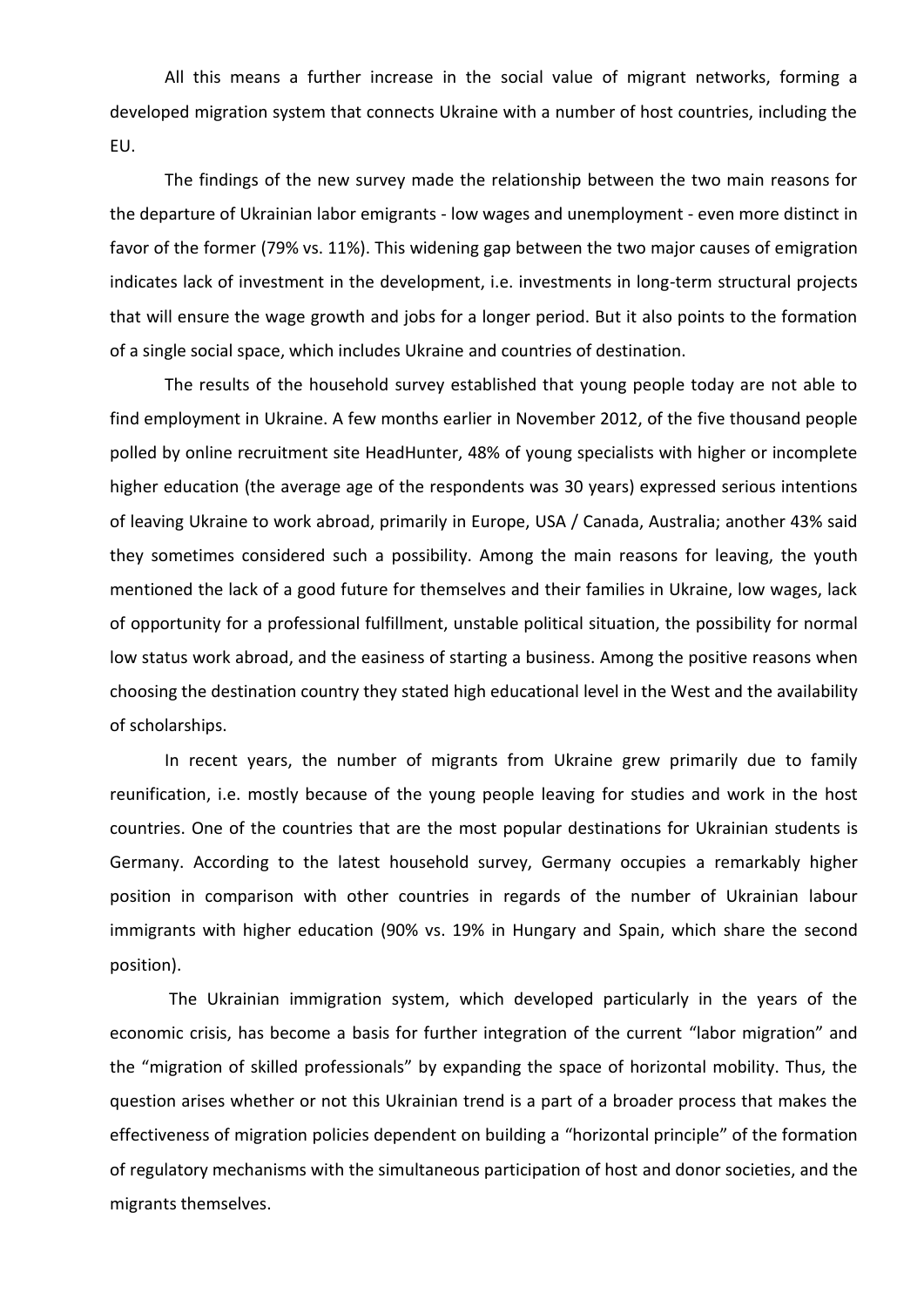All this means a further increase in the social value of migrant networks, forming a developed migration system that connects Ukraine with a number of host countries, including the EU.

The findings of the new survey made the relationship between the two main reasons for the departure of Ukrainian labor emigrants - low wages and unemployment - even more distinct in favor of the former (79% vs. 11%). This widening gap between the two major causes of emigration indicates lack of investment in the development, i.e. investments in long-term structural projects that will ensure the wage growth and jobs for a longer period. But it also points to the formation of a single social space, which includes Ukraine and countries of destination.

The results of the household survey established that young people today are not able to find employment in Ukraine. A few months earlier in November 2012, of the five thousand people polled by online recruitment site HeadHunter, 48% of young specialists with higher or incomplete higher education (the average age of the respondents was 30 years) expressed serious intentions of leaving Ukraine to work abroad, primarily in Europe, USA / Canada, Australia; another 43% said they sometimes considered such a possibility. Among the main reasons for leaving, the youth mentioned the lack of a good future for themselves and their families in Ukraine, low wages, lack of opportunity for a professional fulfillment, unstable political situation, the possibility for normal low status work abroad, and the easiness of starting a business. Among the positive reasons when choosing the destination country they stated high educational level in the West and the availability of scholarships.

In recent years, the number of migrants from Ukraine grew primarily due to family reunification, i.e. mostly because of the young people leaving for studies and work in the host countries. One of the countries that are the most popular destinations for Ukrainian students is Germany. According to the latest household survey, Germany occupies a remarkably higher position in comparison with other countries in regards of the number of Ukrainian labour immigrants with higher education (90% vs. 19% in Hungary and Spain, which share the second position).

The Ukrainian immigration system, which developed particularly in the years of the economic crisis, has become a basis for further integration of the current "labor migration" and the "migration of skilled professionals" by expanding the space of horizontal mobility. Thus, the question arises whether or not this Ukrainian trend is a part of a broader process that makes the effectiveness of migration policies dependent on building a "horizontal principle" of the formation of regulatory mechanisms with the simultaneous participation of host and donor societies, and the migrants themselves.